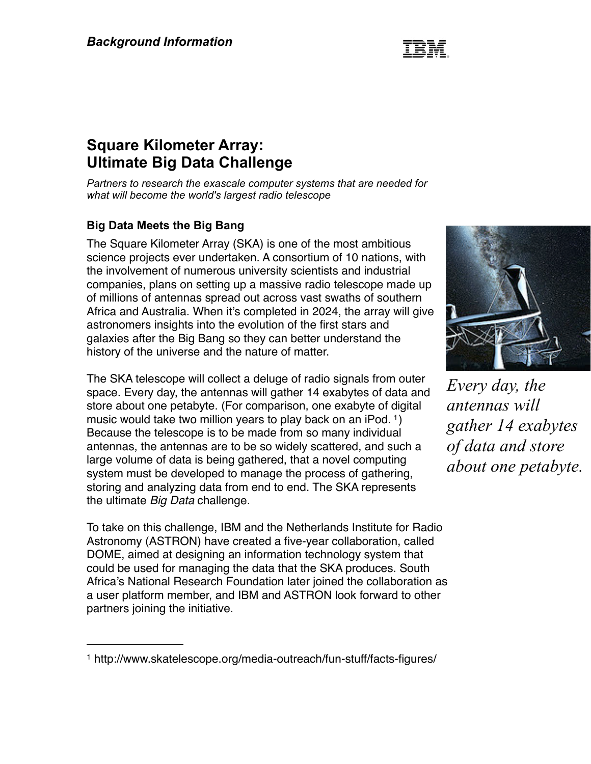*Background Information*

# Square Kilometer Array: Ultimate Big Data Challenge

*Partners to research the exascale computer systems that are needed for what will become the world's largest radio telescope*

### Big Data Meets the Big Bang

The Square Kilometer Array (SKA) is one of the most ambitious science projects ever undertaken. A consortium of 10 nations, with the involvement of numerous university scientists and industrial companies, plans on setting up a massive radio telescope made up of millions of antennas spread out across vast swaths of southern Africa and Australia. When it's completed in 2024, the array will give astronomers insights into the evolution of the first stars and galaxies after the Big Bang so they can better understand the history of the universe and the nature of matter.

The SKA telescope will collect a deluge of radio signals from outer space. Every day, the antennas will gather 14 exabytes of data and store about one petabyte. (For comparison, one exabyte of digital music would take two million years to play back on an iPod. [1]) Because the telescope is to be made from so many individual antennas, the antennas are to be so widely scattered, and such a large volume of data is being gathered, that a novel computing system must be developed to manage the process of gathering, storing and analyzing data from end to end. The SKA represents the ultimate *Big Data* challenge.

*Every day, the antennas will gather 14 exabytes of data and store about one petabyte.*

To take on this challenge, IBM and the Netherlands Institute for Radio Astronomy (ASTRON) have created a five-year collaboration, called DOME, aimed at designing an information technology system that could be used for managing the data that the SKA produces. South Africa's National Research Foundation later joined the collaboration as a user platform member, and IBM and ASTRON look forward to other partners joining the initiative.

---

[1] http://www.skatelescope.org/media-outreach/fun-stuff/facts-figures/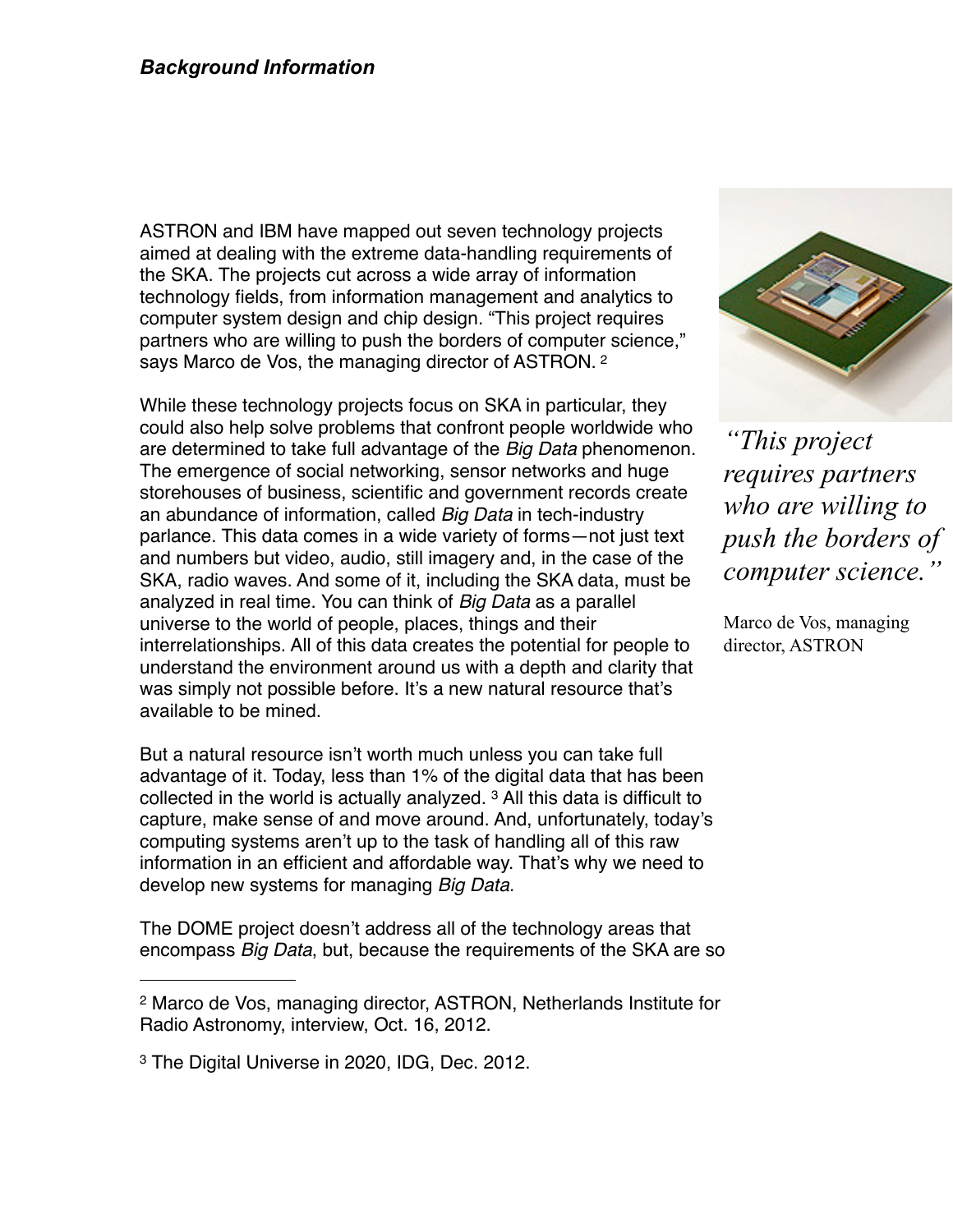***Background Information***

ASTRON and IBM have mapped out seven technology projects aimed at dealing with the extreme data-handling requirements of the SKA. The projects cut across a wide array of information technology fields, from information management and analytics to computer system design and chip design. "This project requires partners who are willing to push the borders of computer science," says Marco de Vos, the managing director of ASTRON. [2]

*"This project requires partners who are willing to push the borders of computer science."*

Marco de Vos, managing director, ASTRON

While these technology projects focus on SKA in particular, they could also help solve problems that confront people worldwide who are determined to take full advantage of the *Big Data* phenomenon. The emergence of social networking, sensor networks and huge storehouses of business, scientific and government records create an abundance of information, called *Big Data* in tech-industry parlance. This data comes in a wide variety of forms—not just text and numbers but video, audio, still imagery and, in the case of the SKA, radio waves. And some of it, including the SKA data, must be analyzed in real time. You can think of *Big Data* as a parallel universe to the world of people, places, things and their interrelationships. All of this data creates the potential for people to understand the environment around us with a depth and clarity that was simply not possible before. It's a new natural resource that's available to be mined.

But a natural resource isn't worth much unless you can take full advantage of it. Today, less than 1% of the digital data that has been collected in the world is actually analyzed. [3] All this data is difficult to capture, make sense of and move around. And, unfortunately, today's computing systems aren't up to the task of handling all of this raw information in an efficient and affordable way. That's why we need to develop new systems for managing *Big Data.*

The DOME project doesn't address all of the technology areas that encompass *Big Data*, but, because the requirements of the SKA are so

---

[2] Marco de Vos, managing director, ASTRON, Netherlands Institute for Radio Astronomy, interview, Oct. 16, 2012.

[3] The Digital Universe in 2020, IDG, Dec. 2012.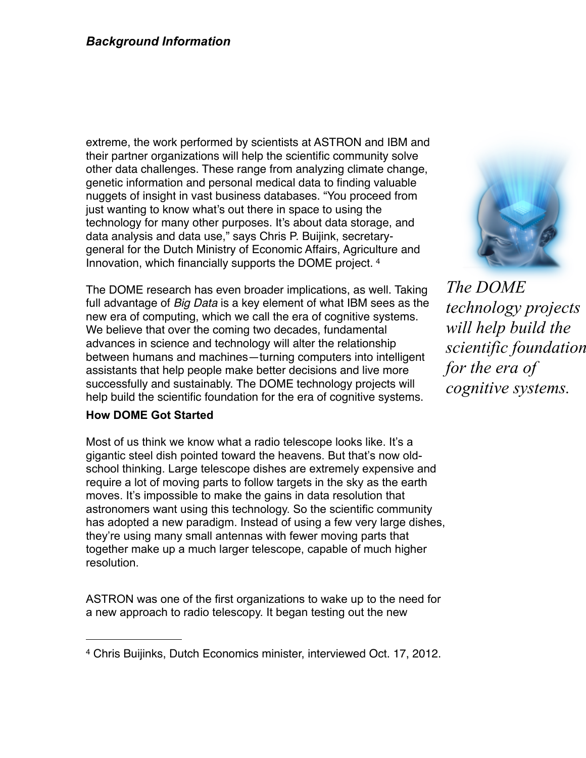extreme, the work performed by scientists at ASTRON and IBM and their partner organizations will help the scientific community solve other data challenges. These range from analyzing climate change, genetic information and personal medical data to finding valuable nuggets of insight in vast business databases. "You proceed from just wanting to know what's out there in space to using the technology for many other purposes. It's about data storage, and data analysis and data use," says Chris P. Buijink, secretary-general for the Dutch Ministry of Economic Affairs, Agriculture and Innovation, which financially supports the DOME project. [4]

The DOME research has even broader implications, as well. Taking full advantage of *Big Data* is a key element of what IBM sees as the new era of computing, which we call the era of cognitive systems. We believe that over the coming two decades, fundamental advances in science and technology will alter the relationship between humans and machines—turning computers into intelligent assistants that help people make better decisions and live more successfully and sustainably. The DOME technology projects will help build the scientific foundation for the era of cognitive systems.

*The DOME technology projects will help build the scientific foundation for the era of cognitive systems.*

**How DOME Got Started**

Most of us think we know what a radio telescope looks like. It's a gigantic steel dish pointed toward the heavens. But that's now old-school thinking. Large telescope dishes are extremely expensive and require a lot of moving parts to follow targets in the sky as the earth moves. It's impossible to make the gains in data resolution that astronomers want using this technology. So the scientific community has adopted a new paradigm. Instead of using a few very large dishes, they're using many small antennas with fewer moving parts that together make up a much larger telescope, capable of much higher resolution.

ASTRON was one of the first organizations to wake up to the need for a new approach to radio telescopy. It began testing out the new

[4] Chris Buijinks, Dutch Economics minister, interviewed Oct. 17, 2012.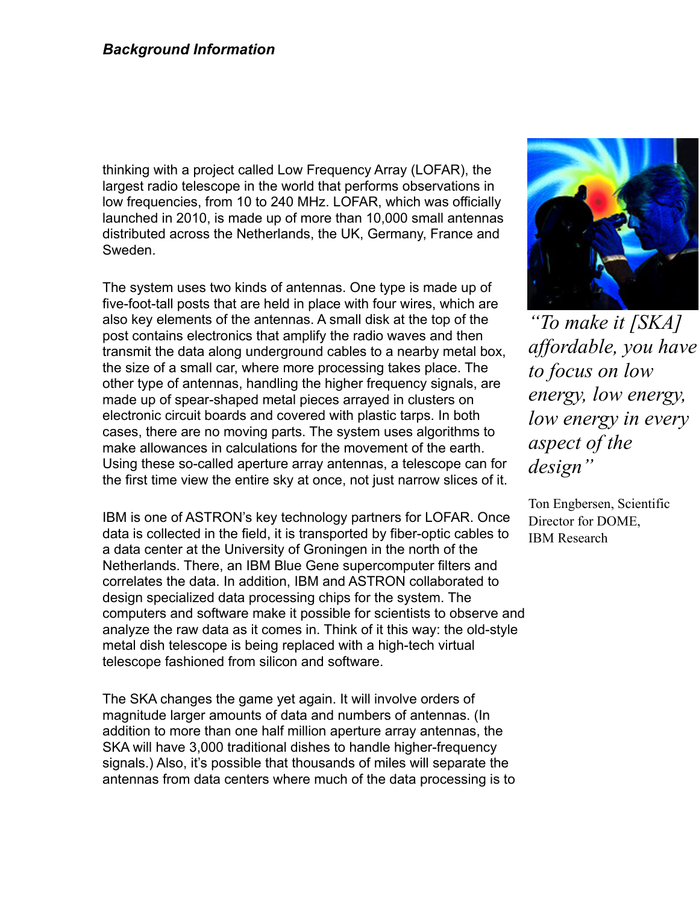*Background Information*

thinking with a project called Low Frequency Array (LOFAR), the largest radio telescope in the world that performs observations in low frequencies, from 10 to 240 MHz. LOFAR, which was officially launched in 2010, is made up of more than 10,000 small antennas distributed across the Netherlands, the UK, Germany, France and Sweden.

The system uses two kinds of antennas. One type is made up of five-foot-tall posts that are held in place with four wires, which are also key elements of the antennas. A small disk at the top of the post contains electronics that amplify the radio waves and then transmit the data along underground cables to a nearby metal box, the size of a small car, where more processing takes place. The other type of antennas, handling the higher frequency signals, are made up of spear-shaped metal pieces arrayed in clusters on electronic circuit boards and covered with plastic tarps. In both cases, there are no moving parts. The system uses algorithms to make allowances in calculations for the movement of the earth. Using these so-called aperture array antennas, a telescope can for the first time view the entire sky at once, not just narrow slices of it.

IBM is one of ASTRON's key technology partners for LOFAR. Once data is collected in the field, it is transported by fiber-optic cables to a data center at the University of Groningen in the north of the Netherlands. There, an IBM Blue Gene supercomputer filters and correlates the data. In addition, IBM and ASTRON collaborated to design specialized data processing chips for the system. The computers and software make it possible for scientists to observe and analyze the raw data as it comes in. Think of it this way: the old-style metal dish telescope is being replaced with a high-tech virtual telescope fashioned from silicon and software.

The SKA changes the game yet again. It will involve orders of magnitude larger amounts of data and numbers of antennas. (In addition to more than one half million aperture array antennas, the SKA will have 3,000 traditional dishes to handle higher-frequency signals.) Also, it's possible that thousands of miles will separate the antennas from data centers where much of the data processing is to

*"To make it [SKA] affordable, you have to focus on low energy, low energy, low energy in every aspect of the design"*

Ton Engbersen, Scientific Director for DOME, IBM Research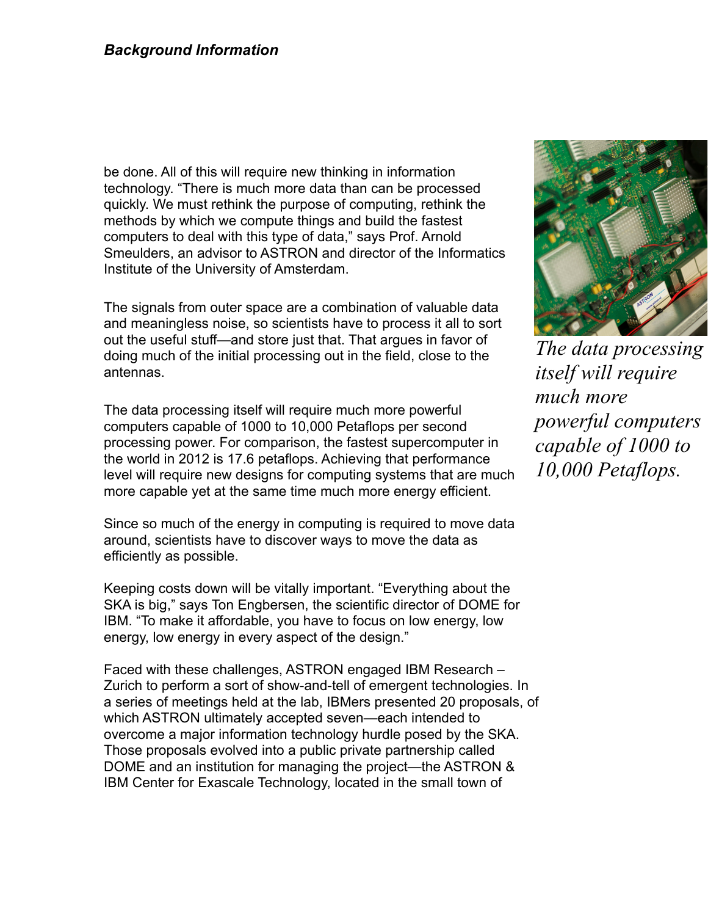be done. All of this will require new thinking in information technology. “There is much more data than can be processed quickly. We must rethink the purpose of computing, rethink the methods by which we compute things and build the fastest computers to deal with this type of data,” says Prof. Arnold Smeulders, an advisor to ASTRON and director of the Informatics Institute of the University of Amsterdam.

The signals from outer space are a combination of valuable data and meaningless noise, so scientists have to process it all to sort out the useful stuff—and store just that. That argues in favor of doing much of the initial processing out in the field, close to the antennas.

*The data processing itself will require much more powerful computers capable of 1000 to 10,000 Petaflops.*

The data processing itself will require much more powerful computers capable of 1000 to 10,000 Petaflops per second processing power. For comparison, the fastest supercomputer in the world in 2012 is 17.6 petaflops. Achieving that performance level will require new designs for computing systems that are much more capable yet at the same time much more energy efficient.

Since so much of the energy in computing is required to move data around, scientists have to discover ways to move the data as efficiently as possible.

Keeping costs down will be vitally important. “Everything about the SKA is big,” says Ton Engbersen, the scientific director of DOME for IBM. “To make it affordable, you have to focus on low energy, low energy, low energy in every aspect of the design.”

Faced with these challenges, ASTRON engaged IBM Research – Zurich to perform a sort of show-and-tell of emergent technologies. In a series of meetings held at the lab, IBMers presented 20 proposals, of which ASTRON ultimately accepted seven—each intended to overcome a major information technology hurdle posed by the SKA. Those proposals evolved into a public private partnership called DOME and an institution for managing the project—the ASTRON & IBM Center for Exascale Technology, located in the small town of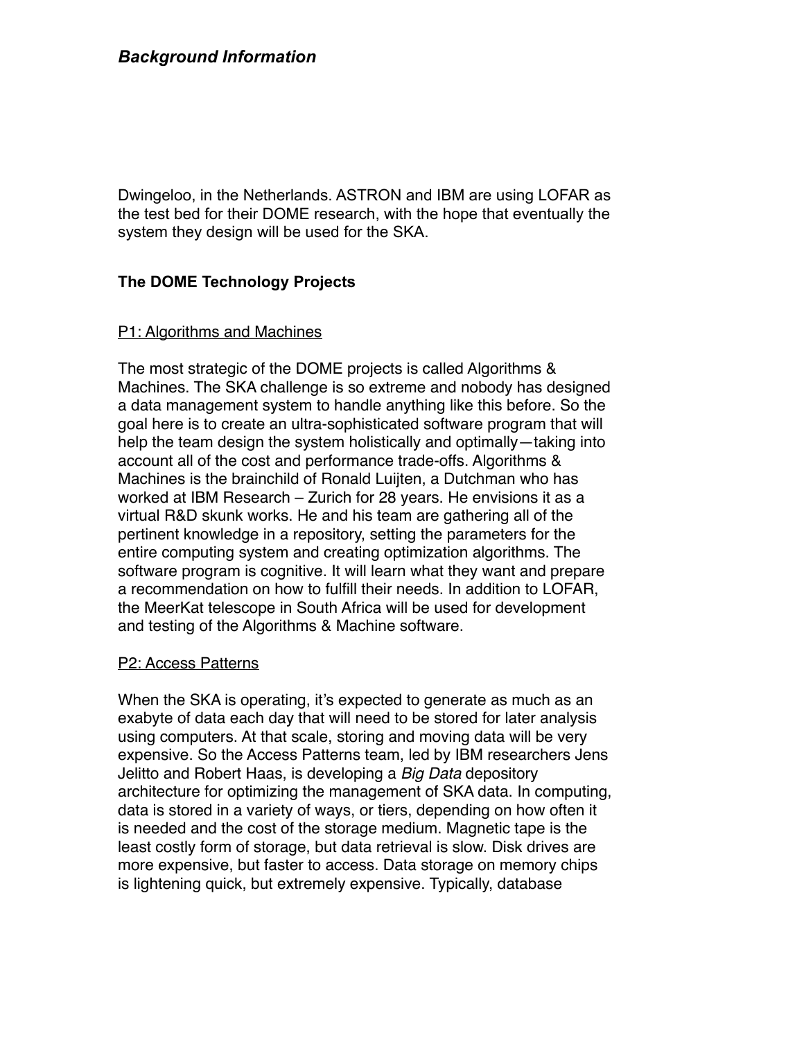Dwingeloo, in the Netherlands. ASTRON and IBM are using LOFAR as the test bed for their DOME research, with the hope that eventually the system they design will be used for the SKA.

## The DOME Technology Projects

### P1: Algorithms and Machines

The most strategic of the DOME projects is called Algorithms & Machines. The SKA challenge is so extreme and nobody has designed a data management system to handle anything like this before. So the goal here is to create an ultra-sophisticated software program that will help the team design the system holistically and optimally—taking into account all of the cost and performance trade-offs. Algorithms & Machines is the brainchild of Ronald Luijten, a Dutchman who has worked at IBM Research – Zurich for 28 years. He envisions it as a virtual R&D skunk works. He and his team are gathering all of the pertinent knowledge in a repository, setting the parameters for the entire computing system and creating optimization algorithms. The software program is cognitive. It will learn what they want and prepare a recommendation on how to fulfill their needs. In addition to LOFAR, the MeerKat telescope in South Africa will be used for development and testing of the Algorithms & Machine software.

### P2: Access Patterns

When the SKA is operating, it's expected to generate as much as an exabyte of data each day that will need to be stored for later analysis using computers. At that scale, storing and moving data will be very expensive. So the Access Patterns team, led by IBM researchers Jens Jelitto and Robert Haas, is developing a *Big Data* depository architecture for optimizing the management of SKA data. In computing, data is stored in a variety of ways, or tiers, depending on how often it is needed and the cost of the storage medium. Magnetic tape is the least costly form of storage, but data retrieval is slow. Disk drives are more expensive, but faster to access. Data storage on memory chips is lightening quick, but extremely expensive. Typically, database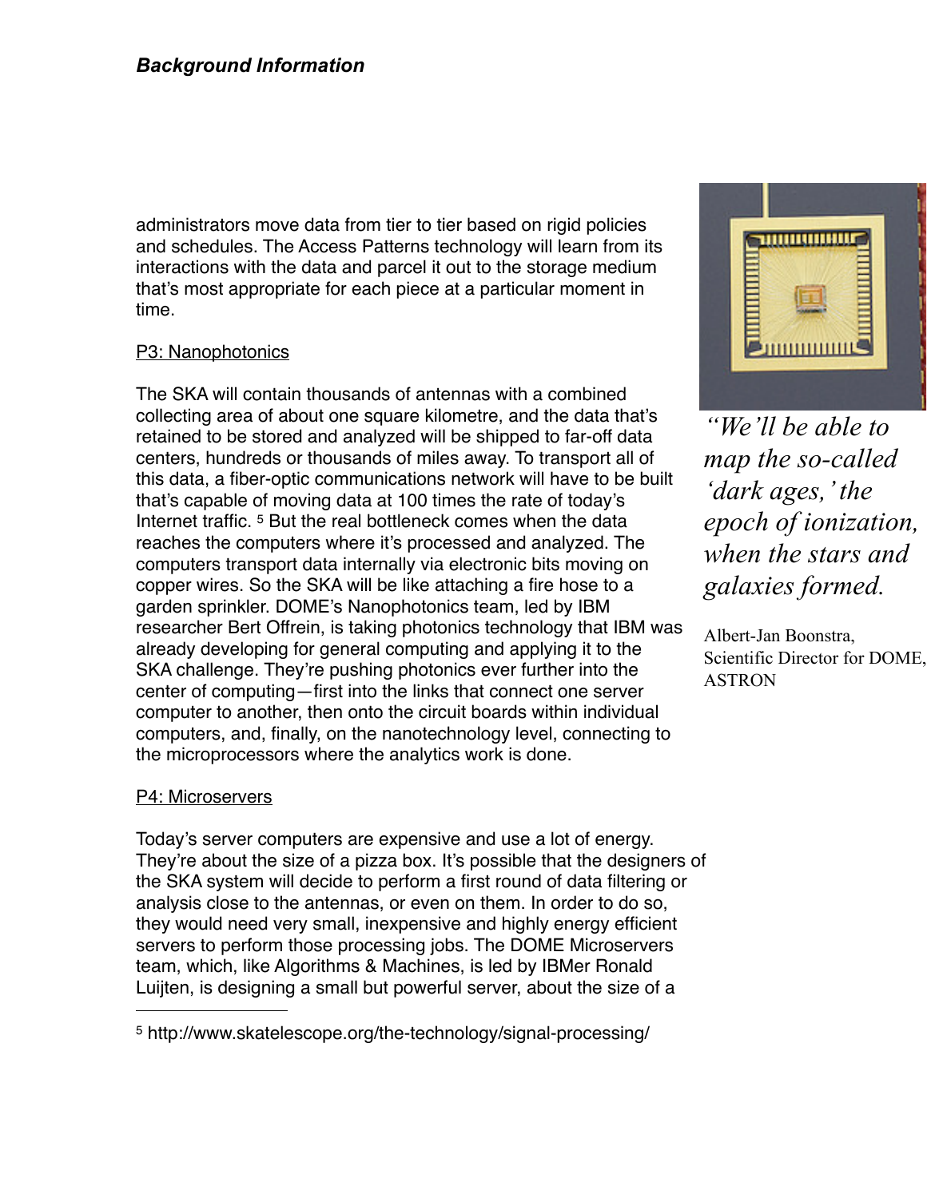administrators move data from tier to tier based on rigid policies and schedules. The Access Patterns technology will learn from its interactions with the data and parcel it out to the storage medium that's most appropriate for each piece at a particular moment in time.

P3: Nanophotonics

The SKA will contain thousands of antennas with a combined collecting area of about one square kilometre, and the data that's retained to be stored and analyzed will be shipped to far-off data centers, hundreds or thousands of miles away. To transport all of this data, a fiber-optic communications network will have to be built that's capable of moving data at 100 times the rate of today's Internet traffic. [5] But the real bottleneck comes when the data reaches the computers where it's processed and analyzed. The computers transport data internally via electronic bits moving on copper wires. So the SKA will be like attaching a fire hose to a garden sprinkler. DOME's Nanophotonics team, led by IBM researcher Bert Offrein, is taking photonics technology that IBM was already developing for general computing and applying it to the SKA challenge. They're pushing photonics ever further into the center of computing—first into the links that connect one server computer to another, then onto the circuit boards within individual computers, and, finally, on the nanotechnology level, connecting to the microprocessors where the analytics work is done.

*"We'll be able to map the so-called 'dark ages,' the epoch of ionization, when the stars and galaxies formed.*

Albert-Jan Boonstra, Scientific Director for DOME, ASTRON

P4: Microservers

Today's server computers are expensive and use a lot of energy. They're about the size of a pizza box. It's possible that the designers of the SKA system will decide to perform a first round of data filtering or analysis close to the antennas, or even on them. In order to do so, they would need very small, inexpensive and highly energy efficient servers to perform those processing jobs. The DOME Microservers team, which, like Algorithms & Machines, is led by IBMer Ronald Luijten, is designing a small but powerful server, about the size of a

---

[5] http://www.skatelescope.org/the-technology/signal-processing/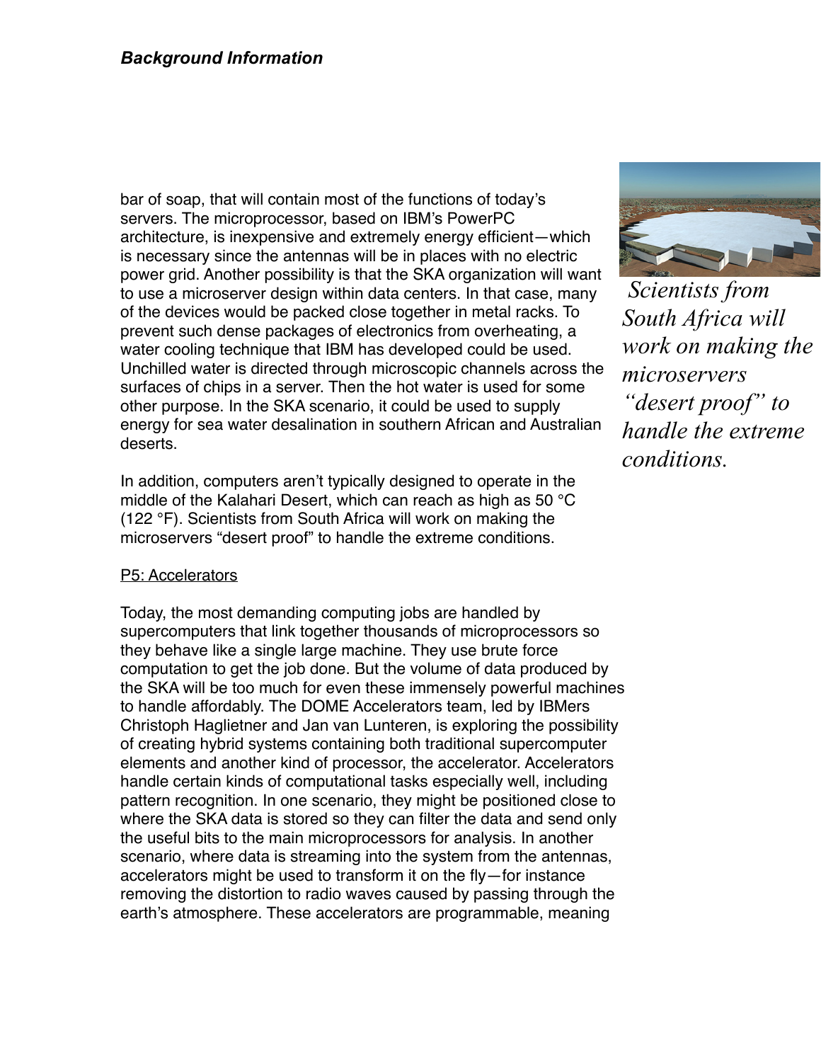bar of soap, that will contain most of the functions of today's servers. The microprocessor, based on IBM's PowerPC architecture, is inexpensive and extremely energy efficient—which is necessary since the antennas will be in places with no electric power grid. Another possibility is that the SKA organization will want to use a microserver design within data centers. In that case, many of the devices would be packed close together in metal racks. To prevent such dense packages of electronics from overheating, a water cooling technique that IBM has developed could be used. Unchilled water is directed through microscopic channels across the surfaces of chips in a server. Then the hot water is used for some other purpose. In the SKA scenario, it could be used to supply energy for sea water desalination in southern African and Australian deserts.

*Scientists from South Africa will work on making the microservers "desert proof" to handle the extreme conditions.*

In addition, computers aren't typically designed to operate in the middle of the Kalahari Desert, which can reach as high as 50 °C (122 °F). Scientists from South Africa will work on making the microservers "desert proof" to handle the extreme conditions.

P5: Accelerators

Today, the most demanding computing jobs are handled by supercomputers that link together thousands of microprocessors so they behave like a single large machine. They use brute force computation to get the job done. But the volume of data produced by the SKA will be too much for even these immensely powerful machines to handle affordably. The DOME Accelerators team, led by IBMers Christoph Hagleitner and Jan van Lunteren, is exploring the possibility of creating hybrid systems containing both traditional supercomputer elements and another kind of processor, the accelerator. Accelerators handle certain kinds of computational tasks especially well, including pattern recognition. In one scenario, they might be positioned close to where the SKA data is stored so they can filter the data and send only the useful bits to the main microprocessors for analysis. In another scenario, where data is streaming into the system from the antennas, accelerators might be used to transform it on the fly—for instance removing the distortion to radio waves caused by passing through the earth's atmosphere. These accelerators are programmable, meaning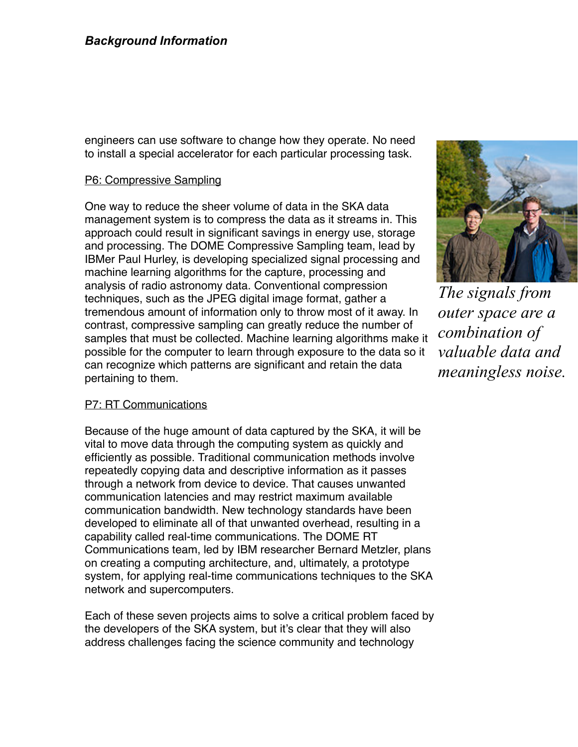engineers can use software to change how they operate. No need to install a special accelerator for each particular processing task.

P6: Compressive Sampling

One way to reduce the sheer volume of data in the SKA data management system is to compress the data as it streams in. This approach could result in significant savings in energy use, storage and processing. The DOME Compressive Sampling team, lead by IBMer Paul Hurley, is developing specialized signal processing and machine learning algorithms for the capture, processing and analysis of radio astronomy data. Conventional compression techniques, such as the JPEG digital image format, gather a tremendous amount of information only to throw most of it away. In contrast, compressive sampling can greatly reduce the number of samples that must be collected. Machine learning algorithms make it possible for the computer to learn through exposure to the data so it can recognize which patterns are significant and retain the data pertaining to them.

*The signals from outer space are a combination of valuable data and meaningless noise.*

P7: RT Communications

Because of the huge amount of data captured by the SKA, it will be vital to move data through the computing system as quickly and efficiently as possible. Traditional communication methods involve repeatedly copying data and descriptive information as it passes through a network from device to device. That causes unwanted communication latencies and may restrict maximum available communication bandwidth. New technology standards have been developed to eliminate all of that unwanted overhead, resulting in a capability called real-time communications. The DOME RT Communications team, led by IBM researcher Bernard Metzler, plans on creating a computing architecture, and, ultimately, a prototype system, for applying real-time communications techniques to the SKA network and supercomputers.

Each of these seven projects aims to solve a critical problem faced by the developers of the SKA system, but it's clear that they will also address challenges facing the science community and technology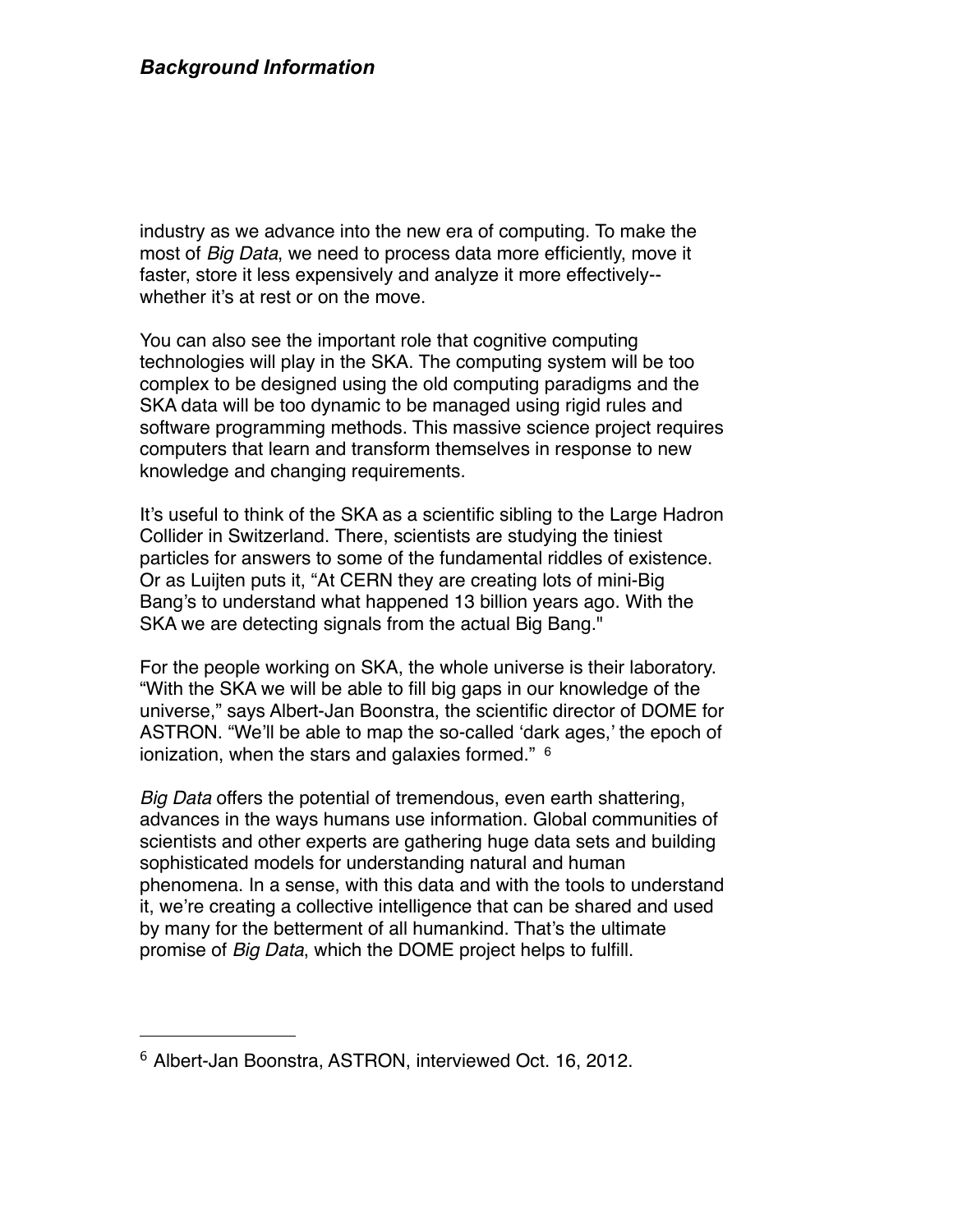industry as we advance into the new era of computing. To make the most of *Big Data*, we need to process data more efficiently, move it faster, store it less expensively and analyze it more effectively--whether it's at rest or on the move.

You can also see the important role that cognitive computing technologies will play in the SKA. The computing system will be too complex to be designed using the old computing paradigms and the SKA data will be too dynamic to be managed using rigid rules and software programming methods. This massive science project requires computers that learn and transform themselves in response to new knowledge and changing requirements.

It's useful to think of the SKA as a scientific sibling to the Large Hadron Collider in Switzerland. There, scientists are studying the tiniest particles for answers to some of the fundamental riddles of existence. Or as Luijten puts it, "At CERN they are creating lots of mini-Big Bang's to understand what happened 13 billion years ago. With the SKA we are detecting signals from the actual Big Bang."

For the people working on SKA, the whole universe is their laboratory. "With the SKA we will be able to fill big gaps in our knowledge of the universe," says Albert-Jan Boonstra, the scientific director of DOME for ASTRON. "We'll be able to map the so-called 'dark ages,' the epoch of ionization, when the stars and galaxies formed." [6]

*Big Data* offers the potential of tremendous, even earth shattering, advances in the ways humans use information. Global communities of scientists and other experts are gathering huge data sets and building sophisticated models for understanding natural and human phenomena. In a sense, with this data and with the tools to understand it, we're creating a collective intelligence that can be shared and used by many for the betterment of all humankind. That's the ultimate promise of *Big Data*, which the DOME project helps to fulfill.

---

[6] Albert-Jan Boonstra, ASTRON, interviewed Oct. 16, 2012.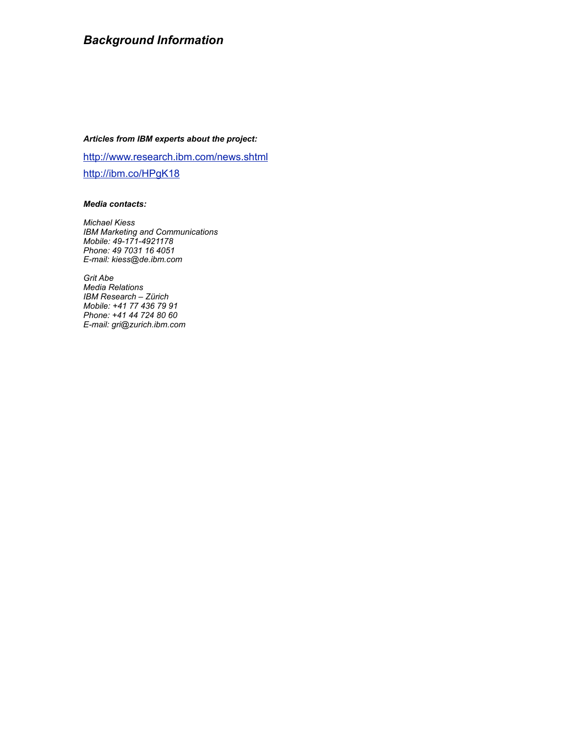## *Background Information*

***Articles from IBM experts about the project:***

http://www.research.ibm.com/news.shtml

http://ibm.co/HPgK18

***Media contacts:***

*Michael Kiess*
*IBM Marketing and Communications*
*Mobile: 49-171-4921178*
*Phone: 49 7031 16 4051*
*E-mail: kiess@de.ibm.com*

*Grit Abe*
*Media Relations*
*IBM Research – Zürich*
*Mobile: +41 77 436 79 91*
*Phone: +41 44 724 80 60*
*E-mail: gri@zurich.ibm.com*